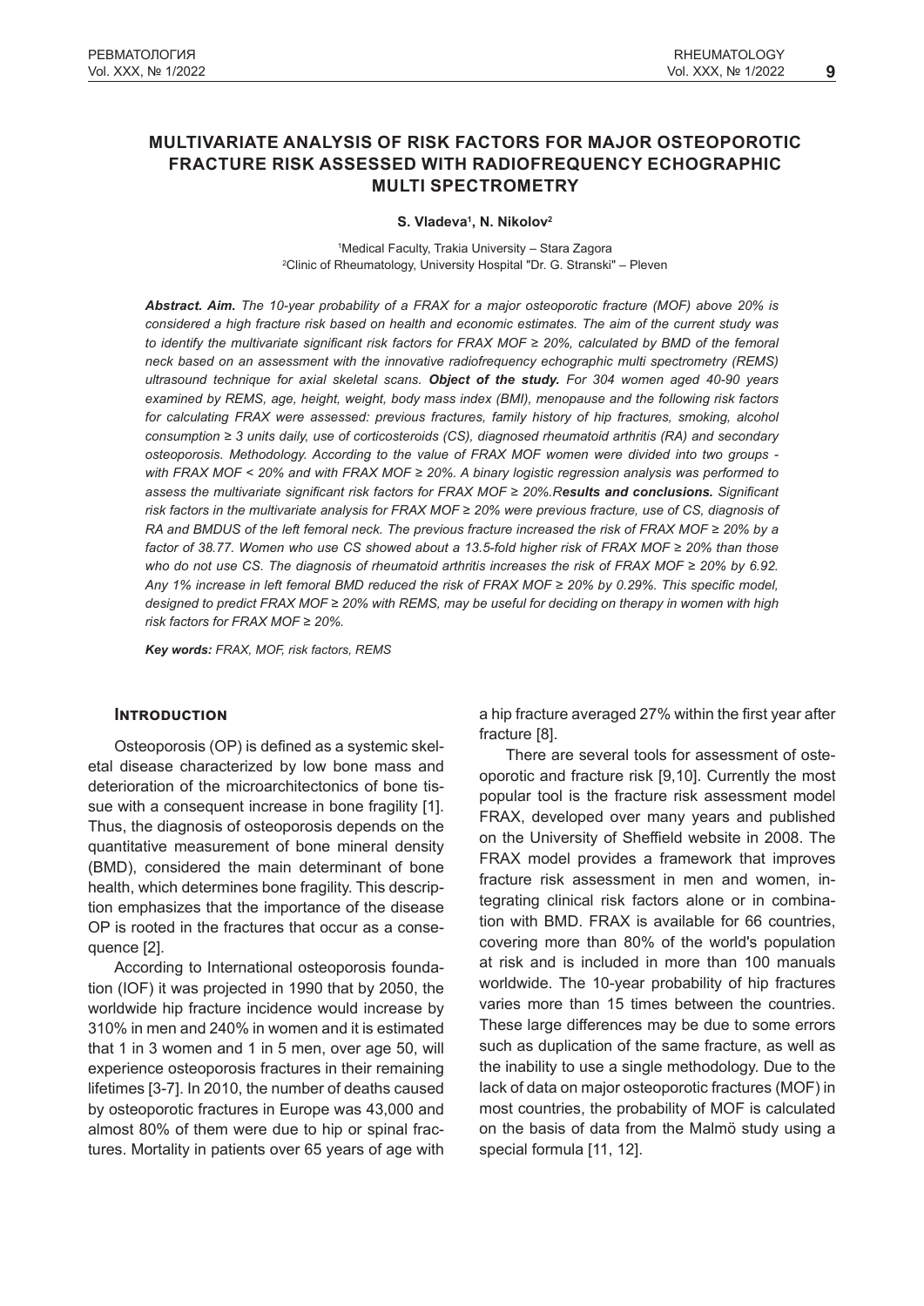# MULTIVARIATE ANALYSIS OF RISK FACTORS FOR MAJOR OSTEOPOROTIC FRACTURE RISK ASSESSED WITH RADIOFREQUENCY ECHOGRAPHIC MULTI SPECTROMETRY

**S. Vladeva[1], N. Nikolov[2]**

[1]Medical Faculty, Trakia University – Stara Zagora
[2]Clinic of Rheumatology, University Hospital "Dr. G. Stranski" – Pleven

***Abstract. Aim.*** *The 10-year probability of a FRAX for a major osteoporotic fracture (MOF) above 20% is considered a high fracture risk based on health and economic estimates. The aim of the current study was to identify the multivariate significant risk factors for FRAX MOF ≥ 20%, calculated by BMD of the femoral neck based on an assessment with the innovative radiofrequency echographic multi spectrometry (REMS) ultrasound technique for axial skeletal scans.* ***Object of the study.*** *For 304 women aged 40-90 years examined by REMS, age, height, weight, body mass index (BMI), menopause and the following risk factors for calculating FRAX were assessed: previous fractures, family history of hip fractures, smoking, alcohol consumption ≥ 3 units daily, use of corticosteroids (CS), diagnosed rheumatoid arthritis (RA) and secondary osteoporosis. Methodology. According to the value of FRAX MOF women were divided into two groups - with FRAX MOF < 20% and with FRAX MOF ≥ 20%. A binary logistic regression analysis was performed to assess the multivariate significant risk factors for FRAX MOF ≥ 20%.R****esults and conclusions.*** *Significant risk factors in the multivariate analysis for FRAX MOF ≥ 20% were previous fracture, use of CS, diagnosis of RA and BMDUS of the left femoral neck. The previous fracture increased the risk of FRAX MOF ≥ 20% by a factor of 38.77. Women who use CS showed about a 13.5-fold higher risk of FRAX MOF ≥ 20% than those who do not use CS. The diagnosis of rheumatoid arthritis increases the risk of FRAX MOF ≥ 20% by 6.92. Any 1% increase in left femoral BMD reduced the risk of FRAX MOF ≥ 20% by 0.29%. This specific model, designed to predict FRAX MOF ≥ 20% with REMS, may be useful for deciding on therapy in women with high risk factors for FRAX MOF ≥ 20%.*

***Key words:*** *FRAX, MOF, risk factors, REMS*

## Introduction

Osteoporosis (OP) is defined as a systemic skeletal disease characterized by low bone mass and deterioration of the microarchitectonics of bone tissue with a consequent increase in bone fragility [1]. Thus, the diagnosis of osteoporosis depends on the quantitative measurement of bone mineral density (BMD), considered the main determinant of bone health, which determines bone fragility. This description emphasizes that the importance of the disease OP is rooted in the fractures that occur as a consequence [2].

According to International osteoporosis foundation (IOF) it was projected in 1990 that by 2050, the worldwide hip fracture incidence would increase by 310% in men and 240% in women and it is estimated that 1 in 3 women and 1 in 5 men, over age 50, will experience osteoporosis fractures in their remaining lifetimes [3-7]. In 2010, the number of deaths caused by osteoporotic fractures in Europe was 43,000 and almost 80% of them were due to hip or spinal fractures. Mortality in patients over 65 years of age with a hip fracture averaged 27% within the first year after fracture [8].

There are several tools for assessment of osteoporotic and fracture risk [9,10]. Currently the most popular tool is the fracture risk assessment model FRAX, developed over many years and published on the University of Sheffield website in 2008. The FRAX model provides a framework that improves fracture risk assessment in men and women, integrating clinical risk factors alone or in combination with BMD. FRAX is available for 66 countries, covering more than 80% of the world's population at risk and is included in more than 100 manuals worldwide. The 10-year probability of hip fractures varies more than 15 times between the countries. These large differences may be due to some errors such as duplication of the same fracture, as well as the inability to use a single methodology. Due to the lack of data on major osteoporotic fractures (MOF) in most countries, the probability of MOF is calculated on the basis of data from the Malmö study using a special formula [11, 12].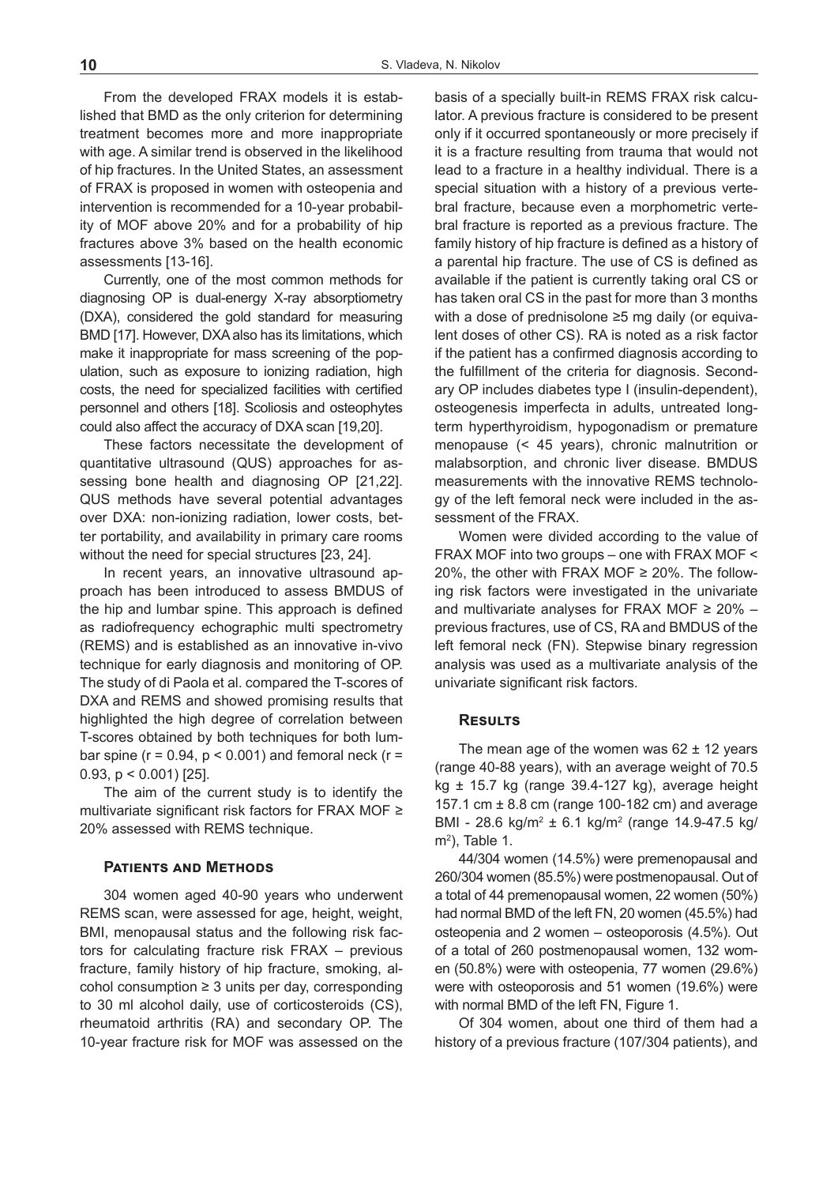From the developed FRAX models it is established that BMD as the only criterion for determining treatment becomes more and more inappropriate with age. A similar trend is observed in the likelihood of hip fractures. In the United States, an assessment of FRAX is proposed in women with osteopenia and intervention is recommended for a 10-year probability of MOF above 20% and for a probability of hip fractures above 3% based on the health economic assessments [13-16].

Currently, one of the most common methods for diagnosing OP is dual-energy X-ray absorptiometry (DXA), considered the gold standard for measuring BMD [17]. However, DXA also has its limitations, which make it inappropriate for mass screening of the population, such as exposure to ionizing radiation, high costs, the need for specialized facilities with certified personnel and others [18]. Scoliosis and osteophytes could also affect the accuracy of DXA scan [19,20].

These factors necessitate the development of quantitative ultrasound (QUS) approaches for assessing bone health and diagnosing OP [21,22]. QUS methods have several potential advantages over DXA: non-ionizing radiation, lower costs, better portability, and availability in primary care rooms without the need for special structures [23, 24].

In recent years, an innovative ultrasound approach has been introduced to assess BMDUS of the hip and lumbar spine. This approach is defined as radiofrequency echographic multi spectrometry (REMS) and is established as an innovative in-vivo technique for early diagnosis and monitoring of OP. The study of di Paola et al. compared the T-scores of DXA and REMS and showed promising results that highlighted the high degree of correlation between T-scores obtained by both techniques for both lumbar spine ($r = 0.94$, $p < 0.001$) and femoral neck ($r = 0.93$, $p < 0.001$) [25].

The aim of the current study is to identify the multivariate significant risk factors for FRAX MOF ≥ 20% assessed with REMS technique.

## Patients and Methods

304 women aged 40-90 years who underwent REMS scan, were assessed for age, height, weight, BMI, menopausal status and the following risk factors for calculating fracture risk FRAX – previous fracture, family history of hip fracture, smoking, alcohol consumption ≥ 3 units per day, corresponding to 30 ml alcohol daily, use of corticosteroids (CS), rheumatoid arthritis (RA) and secondary OP. The 10-year fracture risk for MOF was assessed on the basis of a specially built-in REMS FRAX risk calculator. A previous fracture is considered to be present only if it occurred spontaneously or more precisely if it is a fracture resulting from trauma that would not lead to a fracture in a healthy individual. There is a special situation with a history of a previous vertebral fracture, because even a morphometric vertebral fracture is reported as a previous fracture. The family history of hip fracture is defined as a history of a parental hip fracture. The use of CS is defined as available if the patient is currently taking oral CS or has taken oral CS in the past for more than 3 months with a dose of prednisolone ≥5 mg daily (or equivalent doses of other CS). RA is noted as a risk factor if the patient has a confirmed diagnosis according to the fulfillment of the criteria for diagnosis. Secondary OP includes diabetes type I (insulin-dependent), osteogenesis imperfecta in adults, untreated long-term hyperthyroidism, hypogonadism or premature menopause (< 45 years), chronic malnutrition or malabsorption, and chronic liver disease. BMDUS measurements with the innovative REMS technology of the left femoral neck were included in the assessment of the FRAX.

Women were divided according to the value of FRAX MOF into two groups – one with FRAX MOF < 20%, the other with FRAX MOF ≥ 20%. The following risk factors were investigated in the univariate and multivariate analyses for FRAX MOF ≥ 20% – previous fractures, use of CS, RA and BMDUS of the left femoral neck (FN). Stepwise binary regression analysis was used as a multivariate analysis of the univariate significant risk factors.

## Results

The mean age of the women was 62 ± 12 years (range 40-88 years), with an average weight of 70.5 kg ± 15.7 kg (range 39.4-127 kg), average height 157.1 cm ± 8.8 cm (range 100-182 cm) and average BMI - 28.6 kg/m$^2$ ± 6.1 kg/m$^2$ (range 14.9-47.5 kg/m$^2$), Table 1.

44/304 women (14.5%) were premenopausal and 260/304 women (85.5%) were postmenopausal. Out of a total of 44 premenopausal women, 22 women (50%) had normal BMD of the left FN, 20 women (45.5%) had osteopenia and 2 women – osteoporosis (4.5%). Out of a total of 260 postmenopausal women, 132 women (50.8%) were with osteopenia, 77 women (29.6%) were with osteoporosis and 51 women (19.6%) were with normal BMD of the left FN, Figure 1.

Of 304 women, about one third of them had a history of a previous fracture (107/304 patients), and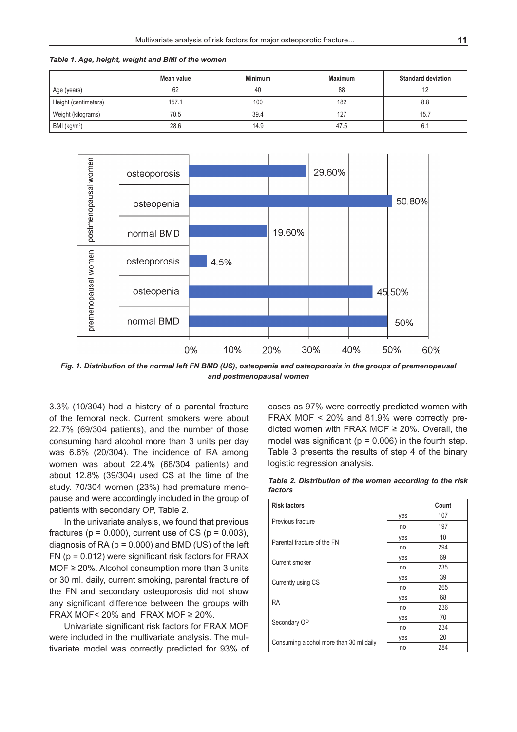*Table 1. Age, height, weight and BMI of the women*

| | Mean value | Minimum | Maximum | Standard deviation |
|---|---|---|---|---|
| Age (years) | 62 | 40 | 88 | 12 |
| Height (centimeters) | 157.1 | 100 | 182 | 8.8 |
| Weight (kilograms) | 70.5 | 39.4 | 127 | 15.7 |
| BMI (kg/m$^2$) | 28.6 | 14.9 | 47.5 | 6.1 |

***Fig. 1. Distribution of the normal left FN BMD (US), osteopenia and osteoporosis in the groups of premenopausal and postmenopausal women***

3.3% (10/304) had a history of a parental fracture of the femoral neck. Current smokers were about 22.7% (69/304 patients), and the number of those consuming hard alcohol more than 3 units per day was 6.6% (20/304). The incidence of RA among women was about 22.4% (68/304 patients) and about 12.8% (39/304) used CS at the time of the study. 70/304 women (23%) had premature menopause and were accordingly included in the group of patients with secondary OP, Table 2.

In the univariate analysis, we found that previous fractures (p = 0.000), current use of CS (p = 0.003), diagnosis of RA (p = 0.000) and BMD (US) of the left FN (p = 0.012) were significant risk factors for FRAX MOF ≥ 20%. Alcohol consumption more than 3 units or 30 ml. daily, current smoking, parental fracture of the FN and secondary osteoporosis did not show any significant difference between the groups with FRAX MOF< 20% and FRAX MOF ≥ 20%.

Univariate significant risk factors for FRAX MOF were included in the multivariate analysis. The multivariate model was correctly predicted for 93% of cases as 97% were correctly predicted women with FRAX MOF < 20% and 81.9% were correctly predicted women with FRAX MOF ≥ 20%. Overall, the model was significant (p = 0.006) in the fourth step. Table 3 presents the results of step 4 of the binary logistic regression analysis.

*Table 2. Distribution of the women according to the risk factors*

| Risk factors | | Count |
|---|---|---|
| Previous fracture | yes | 107 |
| | no | 197 |
| Parental fracture of the FN | yes | 10 |
| | no | 294 |
| Current smoker | yes | 69 |
| | no | 235 |
| Currently using CS | yes | 39 |
| | no | 265 |
| RA | yes | 68 |
| | no | 236 |
| Secondary OP | yes | 70 |
| | no | 234 |
| Consuming alcohol more than 30 ml daily | yes | 20 |
| | no | 284 |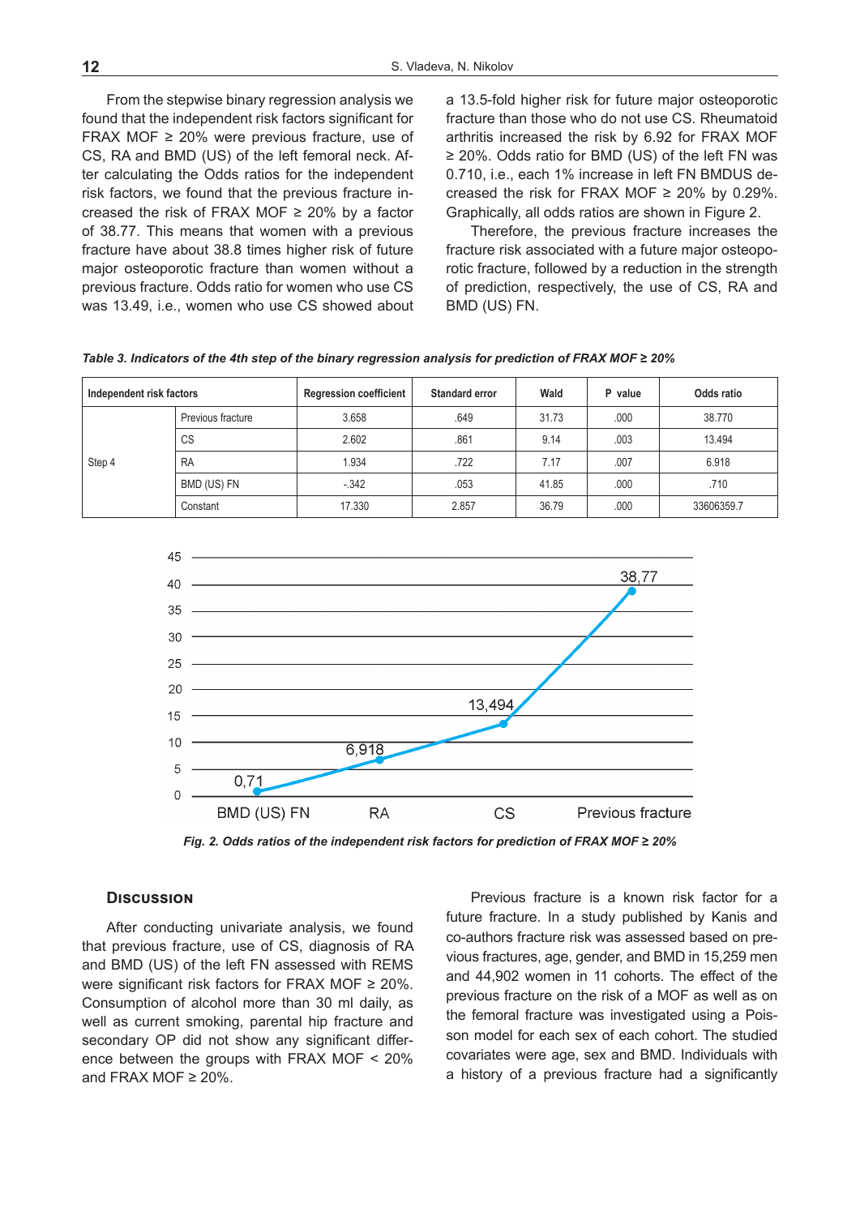From the stepwise binary regression analysis we found that the independent risk factors significant for FRAX MOF ≥ 20% were previous fracture, use of CS, RA and BMD (US) of the left femoral neck. After calculating the Odds ratios for the independent risk factors, we found that the previous fracture increased the risk of FRAX MOF ≥ 20% by a factor of 38.77. This means that women with a previous fracture have about 38.8 times higher risk of future major osteoporotic fracture than women without a previous fracture. Odds ratio for women who use CS was 13.49, i.e., women who use CS showed about a 13.5-fold higher risk for future major osteoporotic fracture than those who do not use CS. Rheumatoid arthritis increased the risk by 6.92 for FRAX MOF ≥ 20%. Odds ratio for BMD (US) of the left FN was 0.710, i.e., each 1% increase in left FN BMDUS decreased the risk for FRAX MOF ≥ 20% by 0.29%. Graphically, all odds ratios are shown in Figure 2.

Therefore, the previous fracture increases the fracture risk associated with a future major osteoporotic fracture, followed by a reduction in the strength of prediction, respectively, the use of CS, RA and BMD (US) FN.

*Table 3. Indicators of the 4th step of the binary regression analysis for prediction of FRAX MOF ≥ 20%*

| Independent risk factors | | Regression coefficient | Standard error | Wald | P value | Odds ratio |
|---|---|---|---|---|---|---|
| Step 4 | Previous fracture | 3.658 | .649 | 31.73 | .000 | 38.770 |
| | CS | 2.602 | .861 | 9.14 | .003 | 13.494 |
| | RA | 1.934 | .722 | 7.17 | .007 | 6.918 |
| | BMD (US) FN | -.342 | .053 | 41.85 | .000 | .710 |
| | Constant | 17.330 | 2.857 | 36.79 | .000 | 33606359.7 |

*Fig. 2. Odds ratios of the independent risk factors for prediction of FRAX MOF ≥ 20%*

## Discussion

After conducting univariate analysis, we found that previous fracture, use of CS, diagnosis of RA and BMD (US) of the left FN assessed with REMS were significant risk factors for FRAX MOF ≥ 20%. Consumption of alcohol more than 30 ml daily, as well as current smoking, parental hip fracture and secondary OP did not show any significant difference between the groups with FRAX MOF < 20% and FRAX MOF ≥ 20%.

Previous fracture is a known risk factor for a future fracture. In a study published by Kanis and co-authors fracture risk was assessed based on previous fractures, age, gender, and BMD in 15,259 men and 44,902 women in 11 cohorts. The effect of the previous fracture on the risk of a MOF as well as on the femoral fracture was investigated using a Poisson model for each sex of each cohort. The studied covariates were age, sex and BMD. Individuals with a history of a previous fracture had a significantly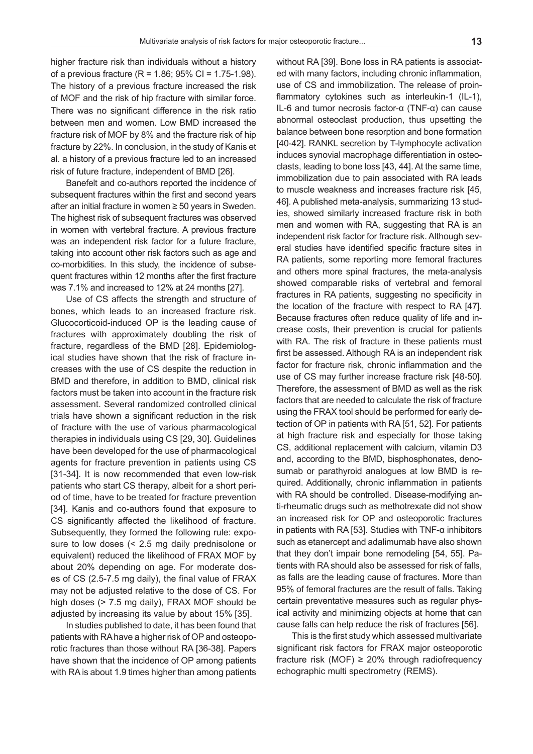higher fracture risk than individuals without a history of a previous fracture (R = 1.86; 95% CI = 1.75-1.98). The history of a previous fracture increased the risk of MOF and the risk of hip fracture with similar force. There was no significant difference in the risk ratio between men and women. Low BMD increased the fracture risk of MOF by 8% and the fracture risk of hip fracture by 22%. In conclusion, in the study of Kanis et al. a history of a previous fracture led to an increased risk of future fracture, independent of BMD [26].

Banefelt and co-authors reported the incidence of subsequent fractures within the first and second years after an initial fracture in women ≥ 50 years in Sweden. The highest risk of subsequent fractures was observed in women with vertebral fracture. A previous fracture was an independent risk factor for a future fracture, taking into account other risk factors such as age and co-morbidities. In this study, the incidence of subsequent fractures within 12 months after the first fracture was 7.1% and increased to 12% at 24 months [27].

Use of CS affects the strength and structure of bones, which leads to an increased fracture risk. Glucocorticoid-induced OP is the leading cause of fractures with approximately doubling the risk of fracture, regardless of the BMD [28]. Epidemiological studies have shown that the risk of fracture increases with the use of CS despite the reduction in BMD and therefore, in addition to BMD, clinical risk factors must be taken into account in the fracture risk assessment. Several randomized controlled clinical trials have shown a significant reduction in the risk of fracture with the use of various pharmacological therapies in individuals using CS [29, 30]. Guidelines have been developed for the use of pharmacological agents for fracture prevention in patients using CS [31-34]. It is now recommended that even low-risk patients who start CS therapy, albeit for a short period of time, have to be treated for fracture prevention [34]. Kanis and co-authors found that exposure to CS significantly affected the likelihood of fracture. Subsequently, they formed the following rule: exposure to low doses (< 2.5 mg daily prednisolone or equivalent) reduced the likelihood of FRAX MOF by about 20% depending on age. For moderate doses of CS (2.5-7.5 mg daily), the final value of FRAX may not be adjusted relative to the dose of CS. For high doses (> 7.5 mg daily), FRAX MOF should be adjusted by increasing its value by about 15% [35].

In studies published to date, it has been found that patients with RA have a higher risk of OP and osteoporotic fractures than those without RA [36-38]. Papers have shown that the incidence of OP among patients with RA is about 1.9 times higher than among patients without RA [39]. Bone loss in RA patients is associated with many factors, including chronic inflammation, use of CS and immobilization. The release of proinflammatory cytokines such as interleukin-1 (IL-1), IL-6 and tumor necrosis factor-α (TNF-α) can cause abnormal osteoclast production, thus upsetting the balance between bone resorption and bone formation [40-42]. RANKL secretion by T-lymphocyte activation induces synovial macrophage differentiation in osteoclasts, leading to bone loss [43, 44]. At the same time, immobilization due to pain associated with RA leads to muscle weakness and increases fracture risk [45, 46]. A published meta-analysis, summarizing 13 studies, showed similarly increased fracture risk in both men and women with RA, suggesting that RA is an independent risk factor for fracture risk. Although several studies have identified specific fracture sites in RA patients, some reporting more femoral fractures and others more spinal fractures, the meta-analysis showed comparable risks of vertebral and femoral fractures in RA patients, suggesting no specificity in the location of the fracture with respect to RA [47]. Because fractures often reduce quality of life and increase costs, their prevention is crucial for patients with RA. The risk of fracture in these patients must first be assessed. Although RA is an independent risk factor for fracture risk, chronic inflammation and the use of CS may further increase fracture risk [48-50]. Therefore, the assessment of BMD as well as the risk factors that are needed to calculate the risk of fracture using the FRAX tool should be performed for early detection of OP in patients with RA [51, 52]. For patients at high fracture risk and especially for those taking CS, additional replacement with calcium, vitamin D3 and, according to the BMD, bisphosphonates, denosumab or parathyroid analogues at low BMD is required. Additionally, chronic inflammation in patients with RA should be controlled. Disease-modifying anti-rheumatic drugs such as methotrexate did not show an increased risk for OP and osteoporotic fractures in patients with RA [53]. Studies with TNF-α inhibitors such as etanercept and adalimumab have also shown that they don't impair bone remodeling [54, 55]. Patients with RA should also be assessed for risk of falls, as falls are the leading cause of fractures. More than 95% of femoral fractures are the result of falls. Taking certain preventative measures such as regular physical activity and minimizing objects at home that can cause falls can help reduce the risk of fractures [56].

This is the first study which assessed multivariate significant risk factors for FRAX major osteoporotic fracture risk (MOF) ≥ 20% through radiofrequency echographic multi spectrometry (REMS).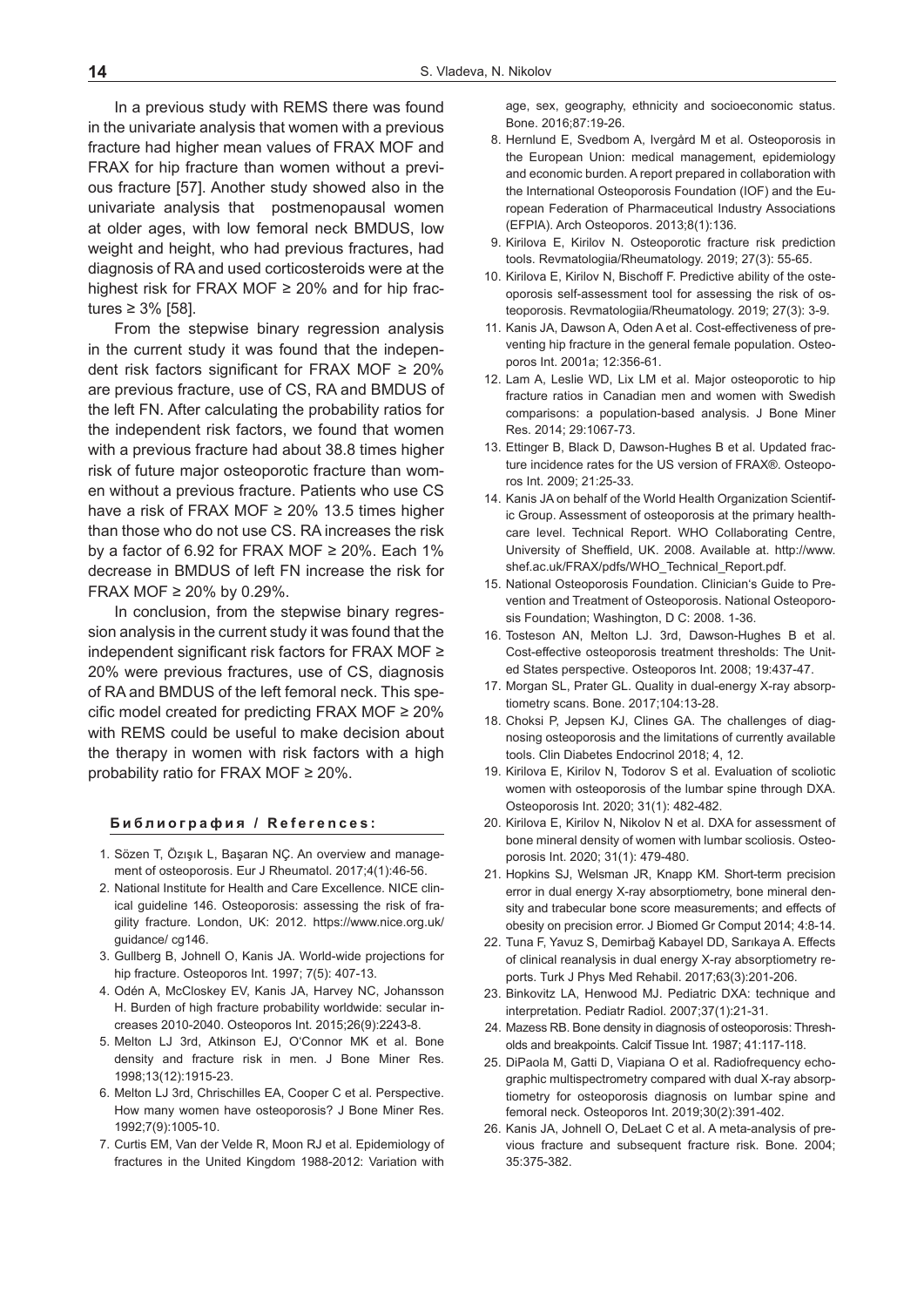In a previous study with REMS there was found in the univariate analysis that women with a previous fracture had higher mean values of FRAX MOF and FRAX for hip fracture than women without a previous fracture [57]. Another study showed also in the univariate analysis that postmenopausal women at older ages, with low femoral neck BMDUS, low weight and height, who had previous fractures, had diagnosis of RA and used corticosteroids were at the highest risk for FRAX MOF ≥ 20% and for hip fractures ≥ 3% [58].

From the stepwise binary regression analysis in the current study it was found that the independent risk factors significant for FRAX MOF ≥ 20% are previous fracture, use of CS, RA and BMDUS of the left FN. After calculating the probability ratios for the independent risk factors, we found that women with a previous fracture had about 38.8 times higher risk of future major osteoporotic fracture than women without a previous fracture. Patients who use CS have a risk of FRAX MOF ≥ 20% 13.5 times higher than those who do not use CS. RA increases the risk by a factor of 6.92 for FRAX MOF ≥ 20%. Each 1% decrease in BMDUS of left FN increase the risk for FRAX MOF ≥ 20% by 0.29%.

In conclusion, from the stepwise binary regression analysis in the current study it was found that the independent significant risk factors for FRAX MOF ≥ 20% were previous fractures, use of CS, diagnosis of RA and BMDUS of the left femoral neck. This specific model created for predicting FRAX MOF ≥ 20% with REMS could be useful to make decision about the therapy in women with risk factors with a high probability ratio for FRAX MOF ≥ 20%.

## Библиография / References:

1. Sözen T, Özışık L, Başaran NÇ. An overview and management of osteoporosis. Eur J Rheumatol. 2017;4(1):46-56.
2. National Institute for Health and Care Excellence. NICE clinical guideline 146. Osteoporosis: assessing the risk of fragility fracture. London, UK: 2012. https://www.nice.org.uk/guidance/ cg146.
3. Gullberg B, Johnell O, Kanis JA. World-wide projections for hip fracture. Osteoporos Int. 1997; 7(5): 407-13.
4. Odén A, McCloskey EV, Kanis JA, Harvey NC, Johansson H. Burden of high fracture probability worldwide: secular increases 2010-2040. Osteoporos Int. 2015;26(9):2243-8.
5. Melton LJ 3rd, Atkinson EJ, O'Connor MK et al. Bone density and fracture risk in men. J Bone Miner Res. 1998;13(12):1915-23.
6. Melton LJ 3rd, Chrischilles EA, Cooper C et al. Perspective. How many women have osteoporosis? J Bone Miner Res. 1992;7(9):1005-10.
7. Curtis EM, Van der Velde R, Moon RJ et al. Epidemiology of fractures in the United Kingdom 1988-2012: Variation with age, sex, geography, ethnicity and socioeconomic status. Bone. 2016;87:19-26.
8. Hernlund E, Svedbom A, Ivergård M et al. Osteoporosis in the European Union: medical management, epidemiology and economic burden. A report prepared in collaboration with the International Osteoporosis Foundation (IOF) and the European Federation of Pharmaceutical Industry Associations (EFPIA). Arch Osteoporos. 2013;8(1):136.
9. Kirilova E, Kirilov N. Osteoporotic fracture risk prediction tools. Revmatologiia/Rheumatology. 2019; 27(3): 55-65.
10. Kirilova E, Kirilov N, Bischoff F. Predictive ability of the osteoporosis self-assessment tool for assessing the risk of osteoporosis. Revmatologiia/Rheumatology. 2019; 27(3): 3-9.
11. Kanis JA, Dawson A, Oden A et al. Cost-effectiveness of preventing hip fracture in the general female population. Osteoporos Int. 2001a; 12:356-61.
12. Lam A, Leslie WD, Lix LM et al. Major osteoporotic to hip fracture ratios in Canadian men and women with Swedish comparisons: a population-based analysis. J Bone Miner Res. 2014; 29:1067-73.
13. Ettinger B, Black D, Dawson-Hughes B et al. Updated fracture incidence rates for the US version of FRAX®. Osteoporos Int. 2009; 21:25-33.
14. Kanis JA on behalf of the World Health Organization Scientific Group. Assessment of osteoporosis at the primary healthcare level. Technical Report. WHO Collaborating Centre, University of Sheffield, UK. 2008. Available at. http://www.shef.ac.uk/FRAX/pdfs/WHO_Technical_Report.pdf.
15. National Osteoporosis Foundation. Clinician's Guide to Prevention and Treatment of Osteoporosis. National Osteoporosis Foundation; Washington, D C: 2008. 1-36.
16. Tosteson AN, Melton LJ. 3rd, Dawson-Hughes B et al. Cost-effective osteoporosis treatment thresholds: The United States perspective. Osteoporos Int. 2008; 19:437-47.
17. Morgan SL, Prater GL. Quality in dual-energy X-ray absorptiometry scans. Bone. 2017;104:13-28.
18. Choksi P, Jepsen KJ, Clines GA. The challenges of diagnosing osteoporosis and the limitations of currently available tools. Clin Diabetes Endocrinol 2018; 4, 12.
19. Kirilova E, Kirilov N, Todorov S et al. Evaluation of scoliotic women with osteoporosis of the lumbar spine through DXA. Osteoporosis Int. 2020; 31(1): 482-482.
20. Kirilova E, Kirilov N, Nikolov N et al. DXA for assessment of bone mineral density of women with lumbar scoliosis. Osteoporosis Int. 2020; 31(1): 479-480.
21. Hopkins SJ, Welsman JR, Knapp KM. Short-term precision error in dual energy X-ray absorptiometry, bone mineral density and trabecular bone score measurements; and effects of obesity on precision error. J Biomed Gr Comput 2014; 4:8-14.
22. Tuna F, Yavuz S, Demirbağ Kabayel DD, Sarıkaya A. Effects of clinical reanalysis in dual energy X-ray absorptiometry reports. Turk J Phys Med Rehabil. 2017;63(3):201-206.
23. Binkovitz LA, Henwood MJ. Pediatric DXA: technique and interpretation. Pediatr Radiol. 2007;37(1):21-31.
24. Mazess RB. Bone density in diagnosis of osteoporosis: Thresholds and breakpoints. Calcif Tissue Int. 1987; 41:117-118.
25. DiPaola M, Gatti D, Viapiana O et al. Radiofrequency echographic multispectrometry compared with dual X-ray absorptiometry for osteoporosis diagnosis on lumbar spine and femoral neck. Osteoporos Int. 2019;30(2):391-402.
26. Kanis JA, Johnell O, DeLaet C et al. A meta-analysis of previous fracture and subsequent fracture risk. Bone. 2004; 35:375-382.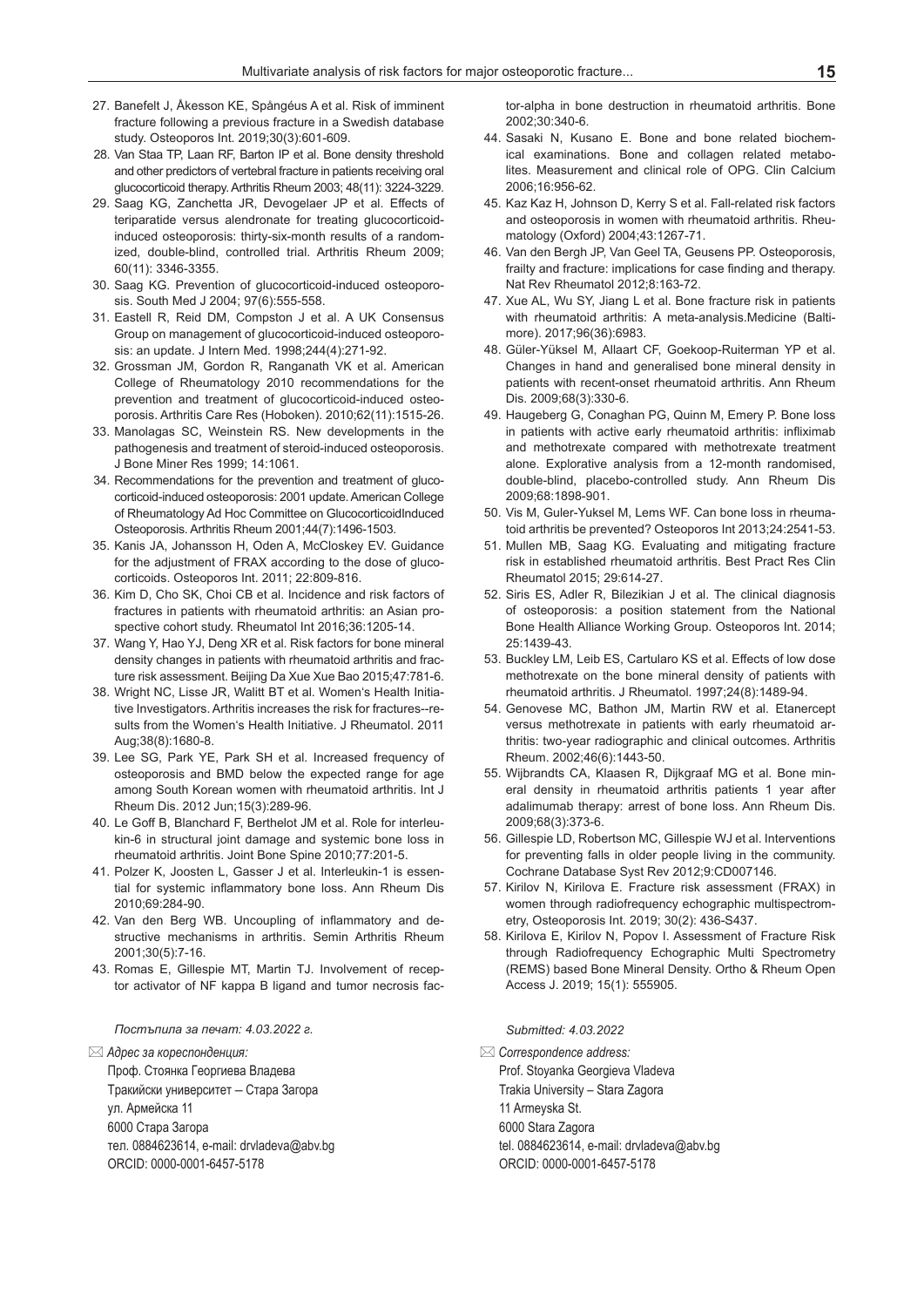27. Banefelt J, Åkesson KE, Spångéus A et al. Risk of imminent fracture following a previous fracture in a Swedish database study. Osteoporos Int. 2019;30(3):601-609.
28. Van Staa TP, Laan RF, Barton IP et al. Bone density threshold and other predictors of vertebral fracture in patients receiving oral glucocorticoid therapy. Arthritis Rheum 2003; 48(11): 3224-3229.
29. Saag KG, Zanchetta JR, Devogelaer JP et al. Effects of teriparatide versus alendronate for treating glucocorticoid-induced osteoporosis: thirty-six-month results of a randomized, double-blind, controlled trial. Arthritis Rheum 2009; 60(11): 3346-3355.
30. Saag KG. Prevention of glucocorticoid-induced osteoporosis. South Med J 2004; 97(6):555-558.
31. Eastell R, Reid DM, Compston J et al. A UK Consensus Group on management of glucocorticoid-induced osteoporosis: an update. J Intern Med. 1998;244(4):271-92.
32. Grossman JM, Gordon R, Ranganath VK et al. American College of Rheumatology 2010 recommendations for the prevention and treatment of glucocorticoid-induced osteoporosis. Arthritis Care Res (Hoboken). 2010;62(11):1515-26.
33. Manolagas SC, Weinstein RS. New developments in the pathogenesis and treatment of steroid-induced osteoporosis. J Bone Miner Res 1999; 14:1061.
34. Recommendations for the prevention and treatment of glucocorticoid-induced osteoporosis: 2001 update. American College of Rheumatology Ad Hoc Committee on GlucocorticoidInduced Osteoporosis. Arthritis Rheum 2001;44(7):1496-1503.
35. Kanis JA, Johansson H, Oden A, McCloskey EV. Guidance for the adjustment of FRAX according to the dose of glucocorticoids. Osteoporos Int. 2011; 22:809-816.
36. Kim D, Cho SK, Choi CB et al. Incidence and risk factors of fractures in patients with rheumatoid arthritis: an Asian prospective cohort study. Rheumatol Int 2016;36:1205-14.
37. Wang Y, Hao YJ, Deng XR et al. Risk factors for bone mineral density changes in patients with rheumatoid arthritis and fracture risk assessment. Beijing Da Xue Xue Bao 2015;47:781-6.
38. Wright NC, Lisse JR, Walitt BT et al. Women's Health Initiative Investigators. Arthritis increases the risk for fractures--results from the Women's Health Initiative. J Rheumatol. 2011 Aug;38(8):1680-8.
39. Lee SG, Park YE, Park SH et al. Increased frequency of osteoporosis and BMD below the expected range for age among South Korean women with rheumatoid arthritis. Int J Rheum Dis. 2012 Jun;15(3):289-96.
40. Le Goff B, Blanchard F, Berthelot JM et al. Role for interleukin-6 in structural joint damage and systemic bone loss in rheumatoid arthritis. Joint Bone Spine 2010;77:201-5.
41. Polzer K, Joosten L, Gasser J et al. Interleukin-1 is essential for systemic inflammatory bone loss. Ann Rheum Dis 2010;69:284-90.
42. Van den Berg WB. Uncoupling of inflammatory and destructive mechanisms in arthritis. Semin Arthritis Rheum 2001;30(5):7-16.
43. Romas E, Gillespie MT, Martin TJ. Involvement of receptor activator of NF kappa B ligand and tumor necrosis factor-alpha in bone destruction in rheumatoid arthritis. Bone 2002;30:340-6.
44. Sasaki N, Kusano E. Bone and bone related biochemical examinations. Bone and collagen related metabolites. Measurement and clinical role of OPG. Clin Calcium 2006;16:956-62.
45. Kaz Kaz H, Johnson D, Kerry S et al. Fall-related risk factors and osteoporosis in women with rheumatoid arthritis. Rheumatology (Oxford) 2004;43:1267-71.
46. Van den Bergh JP, Van Geel TA, Geusens PP. Osteoporosis, frailty and fracture: implications for case finding and therapy. Nat Rev Rheumatol 2012;8:163-72.
47. Xue AL, Wu SY, Jiang L et al. Bone fracture risk in patients with rheumatoid arthritis: A meta-analysis.Medicine (Baltimore). 2017;96(36):6983.
48. Güler-Yüksel M, Allaart CF, Goekoop-Ruiterman YP et al. Changes in hand and generalised bone mineral density in patients with recent-onset rheumatoid arthritis. Ann Rheum Dis. 2009;68(3):330-6.
49. Haugeberg G, Conaghan PG, Quinn M, Emery P. Bone loss in patients with active early rheumatoid arthritis: infliximab and methotrexate compared with methotrexate treatment alone. Explorative analysis from a 12-month randomised, double-blind, placebo-controlled study. Ann Rheum Dis 2009;68:1898-901.
50. Vis M, Guler-Yuksel M, Lems WF. Can bone loss in rheumatoid arthritis be prevented? Osteoporos Int 2013;24:2541-53.
51. Mullen MB, Saag KG. Evaluating and mitigating fracture risk in established rheumatoid arthritis. Best Pract Res Clin Rheumatol 2015; 29:614-27.
52. Siris ES, Adler R, Bilezikian J et al. The clinical diagnosis of osteoporosis: a position statement from the National Bone Health Alliance Working Group. Osteoporos Int. 2014; 25:1439-43.
53. Buckley LM, Leib ES, Cartularo KS et al. Effects of low dose methotrexate on the bone mineral density of patients with rheumatoid arthritis. J Rheumatol. 1997;24(8):1489-94.
54. Genovese MC, Bathon JM, Martin RW et al. Etanercept versus methotrexate in patients with early rheumatoid arthritis: two-year radiographic and clinical outcomes. Arthritis Rheum. 2002;46(6):1443-50.
55. Wijbrandts CA, Klaasen R, Dijkgraaf MG et al. Bone mineral density in rheumatoid arthritis patients 1 year after adalimumab therapy: arrest of bone loss. Ann Rheum Dis. 2009;68(3):373-6.
56. Gillespie LD, Robertson MC, Gillespie WJ et al. Interventions for preventing falls in older people living in the community. Cochrane Database Syst Rev 2012;9:CD007146.
57. Kirilov N, Kirilova E. Fracture risk assessment (FRAX) in women through radiofrequency echographic multispectrometry, Osteoporosis Int. 2019; 30(2): 436-S437.
58. Kirilova E, Kirilov N, Popov I. Assessment of Fracture Risk through Radiofrequency Echographic Multi Spectrometry (REMS) based Bone Mineral Density. Ortho & Rheum Open Access J. 2019; 15(1): 555905.

*Постъпила за печат: 4.03.2022 г.*

*Адрес за кореспонденция:*
Проф. Стоянка Георгиева Владева
Тракийски университет – Стара Загора
ул. Армейска 11
6000 Стара Загора
тел. 0884623614, e-mail: drvladeva@abv.bg
ORCID: 0000-0001-6457-5178

*Submitted: 4.03.2022*

*Correspondence address:*
Prof. Stoyanka Georgieva Vladeva
Trakia University – Stara Zagora
11 Armeyska St.
6000 Stara Zagora
tel. 0884623614, e-mail: drvladeva@abv.bg
ORCID: 0000-0001-6457-5178